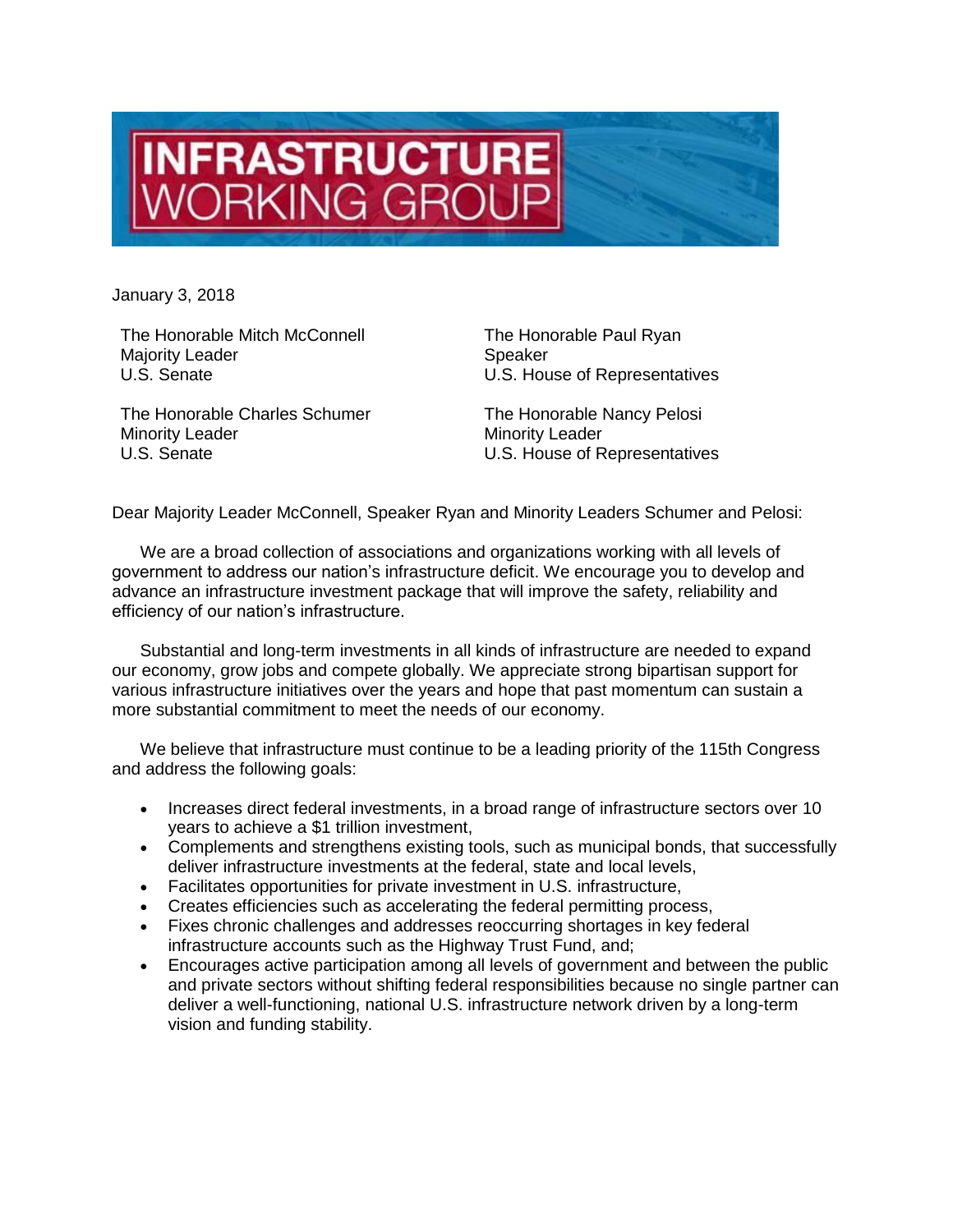# INFRASTRUCTURE WORKING GROUP

January 3, 2018

The Honorable Mitch McConnell
Majority Leader
U.S. Senate

The Honorable Paul Ryan
Speaker
U.S. House of Representatives

The Honorable Charles Schumer
Minority Leader
U.S. Senate

The Honorable Nancy Pelosi
Minority Leader
U.S. House of Representatives

Dear Majority Leader McConnell, Speaker Ryan and Minority Leaders Schumer and Pelosi:

We are a broad collection of associations and organizations working with all levels of government to address our nation's infrastructure deficit. We encourage you to develop and advance an infrastructure investment package that will improve the safety, reliability and efficiency of our nation's infrastructure.

Substantial and long-term investments in all kinds of infrastructure are needed to expand our economy, grow jobs and compete globally. We appreciate strong bipartisan support for various infrastructure initiatives over the years and hope that past momentum can sustain a more substantial commitment to meet the needs of our economy.

We believe that infrastructure must continue to be a leading priority of the 115th Congress and address the following goals:

- Increases direct federal investments, in a broad range of infrastructure sectors over 10 years to achieve a $1 trillion investment,
- Complements and strengthens existing tools, such as municipal bonds, that successfully deliver infrastructure investments at the federal, state and local levels,
- Facilitates opportunities for private investment in U.S. infrastructure,
- Creates efficiencies such as accelerating the federal permitting process,
- Fixes chronic challenges and addresses reoccurring shortages in key federal infrastructure accounts such as the Highway Trust Fund, and;
- Encourages active participation among all levels of government and between the public and private sectors without shifting federal responsibilities because no single partner can deliver a well-functioning, national U.S. infrastructure network driven by a long-term vision and funding stability.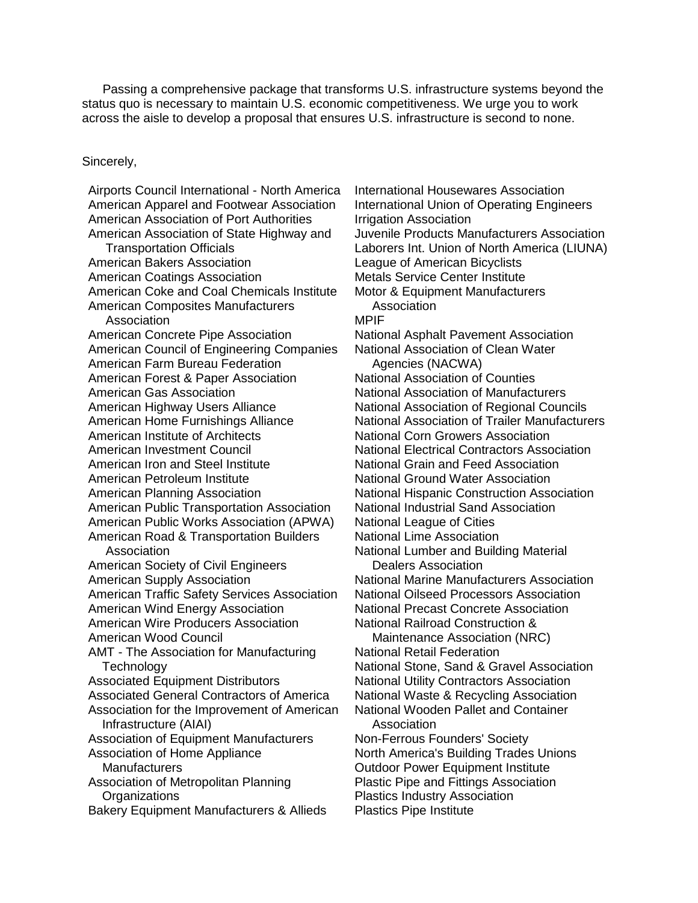Passing a comprehensive package that transforms U.S. infrastructure systems beyond the status quo is necessary to maintain U.S. economic competitiveness. We urge you to work across the aisle to develop a proposal that ensures U.S. infrastructure is second to none.

Sincerely,

Airports Council International - North America
American Apparel and Footwear Association
American Association of Port Authorities
American Association of State Highway and Transportation Officials
American Bakers Association
American Coatings Association
American Coke and Coal Chemicals Institute
American Composites Manufacturers Association
American Concrete Pipe Association
American Council of Engineering Companies
American Farm Bureau Federation
American Forest & Paper Association
American Gas Association
American Highway Users Alliance
American Home Furnishings Alliance
American Institute of Architects
American Investment Council
American Iron and Steel Institute
American Petroleum Institute
American Planning Association
American Public Transportation Association
American Public Works Association (APWA)
American Road & Transportation Builders Association
American Society of Civil Engineers
American Supply Association
American Traffic Safety Services Association
American Wind Energy Association
American Wire Producers Association
American Wood Council
AMT - The Association for Manufacturing Technology
Associated Equipment Distributors
Associated General Contractors of America
Association for the Improvement of American Infrastructure (AIAI)
Association of Equipment Manufacturers
Association of Home Appliance Manufacturers
Association of Metropolitan Planning Organizations
Bakery Equipment Manufacturers & Allieds
International Housewares Association
International Union of Operating Engineers
Irrigation Association
Juvenile Products Manufacturers Association
Laborers Int. Union of North America (LIUNA)
League of American Bicyclists
Metals Service Center Institute
Motor & Equipment Manufacturers Association
MPIF
National Asphalt Pavement Association
National Association of Clean Water Agencies (NACWA)
National Association of Counties
National Association of Manufacturers
National Association of Regional Councils
National Association of Trailer Manufacturers
National Corn Growers Association
National Electrical Contractors Association
National Grain and Feed Association
National Ground Water Association
National Hispanic Construction Association
National Industrial Sand Association
National League of Cities
National Lime Association
National Lumber and Building Material Dealers Association
National Marine Manufacturers Association
National Oilseed Processors Association
National Precast Concrete Association
National Railroad Construction & Maintenance Association (NRC)
National Retail Federation
National Stone, Sand & Gravel Association
National Utility Contractors Association
National Waste & Recycling Association
National Wooden Pallet and Container Association
Non-Ferrous Founders' Society
North America's Building Trades Unions
Outdoor Power Equipment Institute
Plastic Pipe and Fittings Association
Plastics Industry Association
Plastics Pipe Institute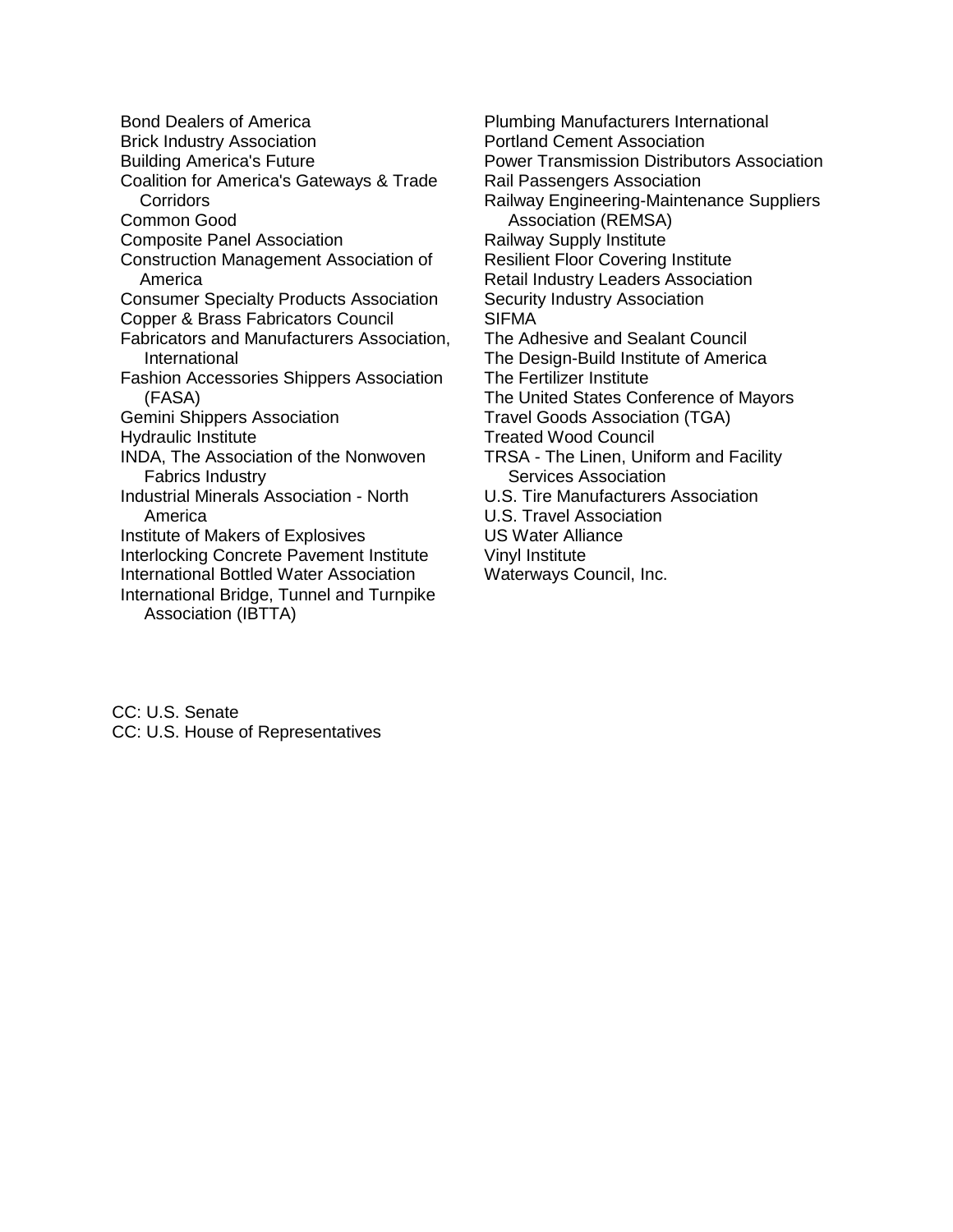Bond Dealers of America
Brick Industry Association
Building America's Future
Coalition for America's Gateways & Trade Corridors
Common Good
Composite Panel Association
Construction Management Association of America
Consumer Specialty Products Association
Copper & Brass Fabricators Council
Fabricators and Manufacturers Association, International
Fashion Accessories Shippers Association (FASA)
Gemini Shippers Association
Hydraulic Institute
INDA, The Association of the Nonwoven Fabrics Industry
Industrial Minerals Association - North America
Institute of Makers of Explosives
Interlocking Concrete Pavement Institute
International Bottled Water Association
International Bridge, Tunnel and Turnpike Association (IBTTA)
Plumbing Manufacturers International
Portland Cement Association
Power Transmission Distributors Association
Rail Passengers Association
Railway Engineering-Maintenance Suppliers Association (REMSA)
Railway Supply Institute
Resilient Floor Covering Institute
Retail Industry Leaders Association
Security Industry Association
SIFMA
The Adhesive and Sealant Council
The Design-Build Institute of America
The Fertilizer Institute
The United States Conference of Mayors
Travel Goods Association (TGA)
Treated Wood Council
TRSA - The Linen, Uniform and Facility Services Association
U.S. Tire Manufacturers Association
U.S. Travel Association
US Water Alliance
Vinyl Institute
Waterways Council, Inc.

CC: U.S. Senate
CC: U.S. House of Representatives